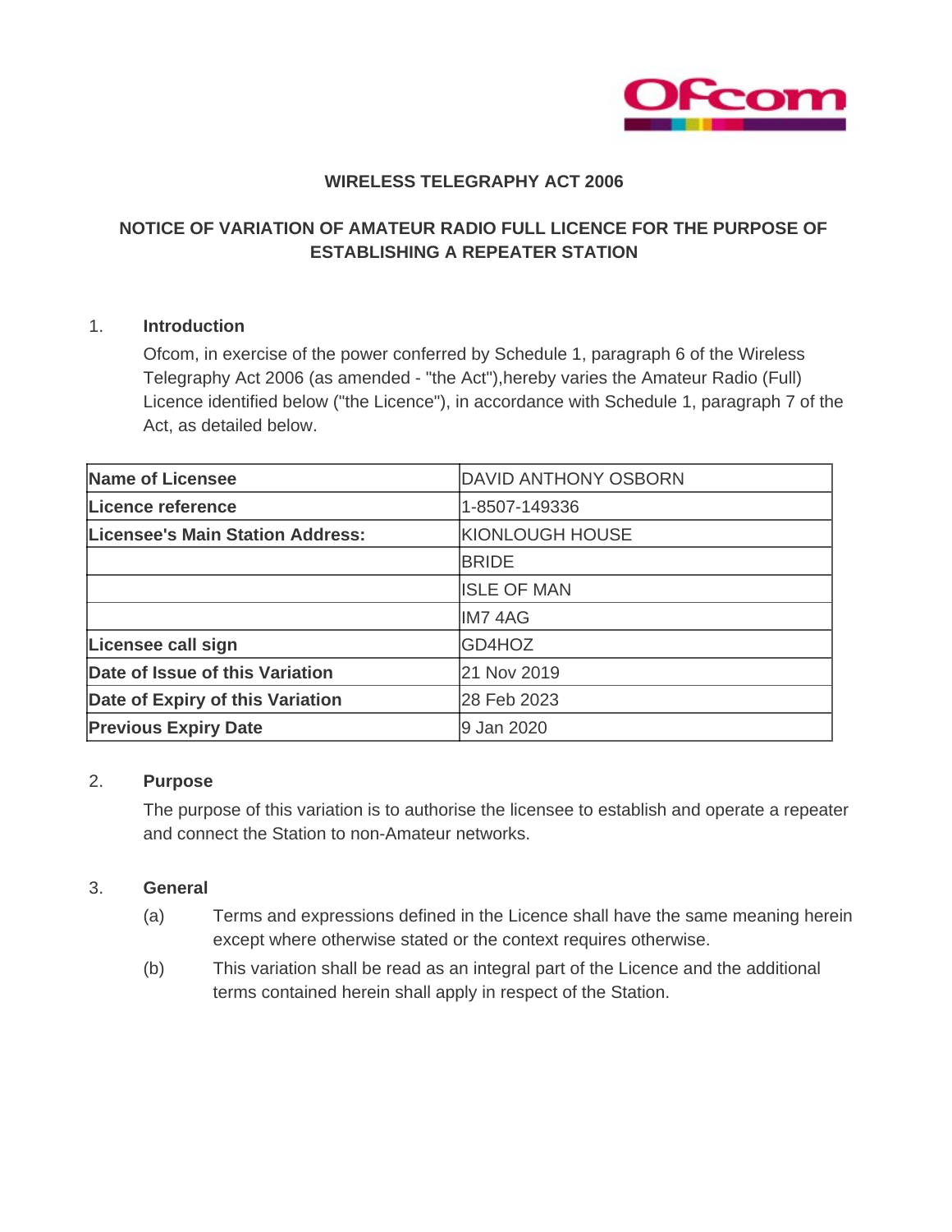**WIRELESS TELEGRAPHY ACT 2006**

**NOTICE OF VARIATION OF AMATEUR RADIO FULL LICENCE FOR THE PURPOSE OF ESTABLISHING A REPEATER STATION**

1. **Introduction**

   Ofcom, in exercise of the power conferred by Schedule 1, paragraph 6 of the Wireless Telegraphy Act 2006 (as amended - "the Act"),hereby varies the Amateur Radio (Full) Licence identified below ("the Licence"), in accordance with Schedule 1, paragraph 7 of the Act, as detailed below.

| | |
|---|---|
| **Name of Licensee** | DAVID ANTHONY OSBORN |
| **Licence reference** | 1-8507-149336 |
| **Licensee's Main Station Address:** | KIONLOUGH HOUSE |
| | BRIDE |
| | ISLE OF MAN |
| | IM7 4AG |
| **Licensee call sign** | GD4HOZ |
| **Date of Issue of this Variation** | 21 Nov 2019 |
| **Date of Expiry of this Variation** | 28 Feb 2023 |
| **Previous Expiry Date** | 9 Jan 2020 |

2. **Purpose**

   The purpose of this variation is to authorise the licensee to establish and operate a repeater and connect the Station to non-Amateur networks.

3. **General**

   (a) Terms and expressions defined in the Licence shall have the same meaning herein except where otherwise stated or the context requires otherwise.

   (b) This variation shall be read as an integral part of the Licence and the additional terms contained herein shall apply in respect of the Station.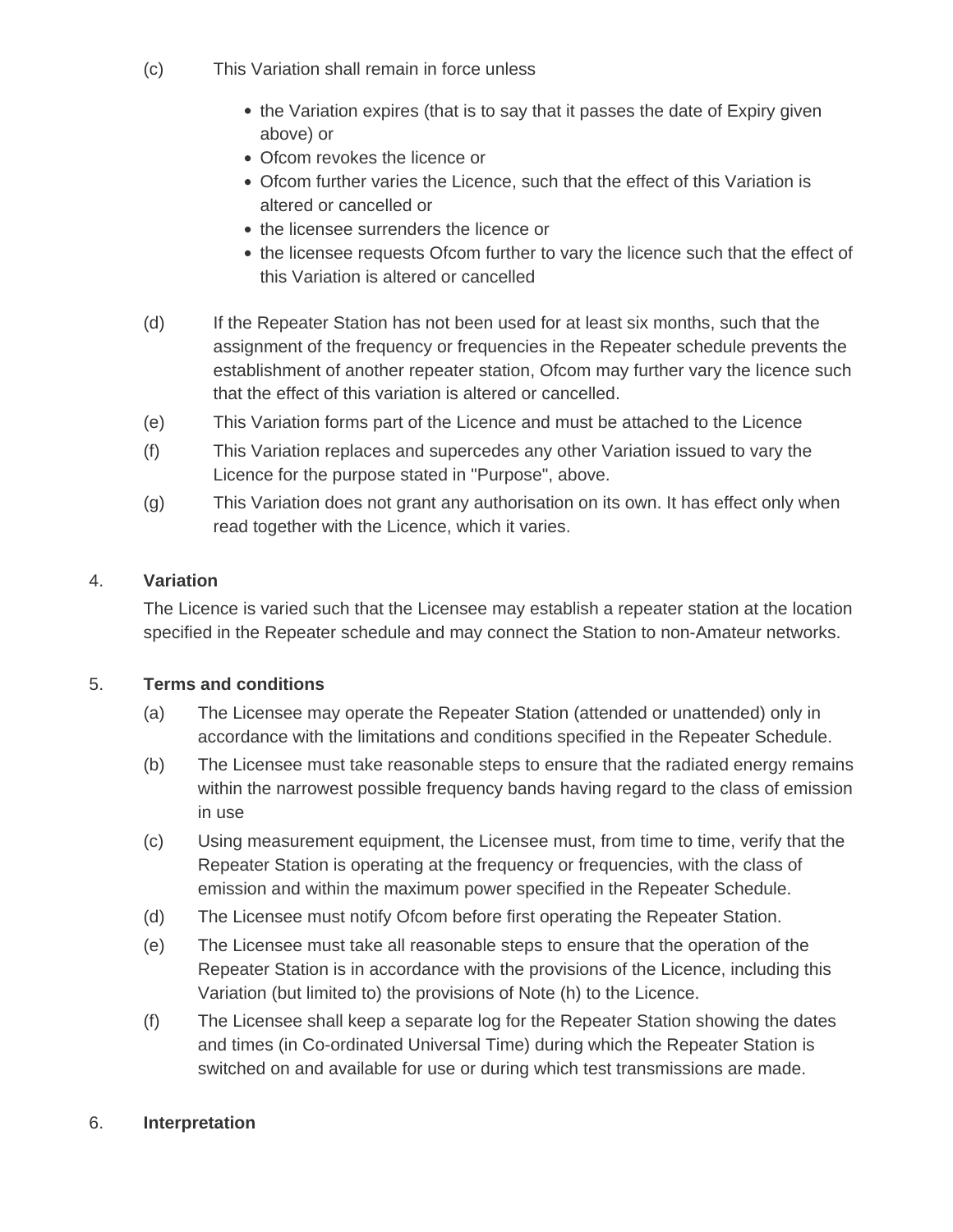(c) This Variation shall remain in force unless

- the Variation expires (that is to say that it passes the date of Expiry given above) or
- Ofcom revokes the licence or
- Ofcom further varies the Licence, such that the effect of this Variation is altered or cancelled or
- the licensee surrenders the licence or
- the licensee requests Ofcom further to vary the licence such that the effect of this Variation is altered or cancelled

(d) If the Repeater Station has not been used for at least six months, such that the assignment of the frequency or frequencies in the Repeater schedule prevents the establishment of another repeater station, Ofcom may further vary the licence such that the effect of this variation is altered or cancelled.

(e) This Variation forms part of the Licence and must be attached to the Licence

(f) This Variation replaces and supercedes any other Variation issued to vary the Licence for the purpose stated in "Purpose", above.

(g) This Variation does not grant any authorisation on its own. It has effect only when read together with the Licence, which it varies.

4. **Variation**

The Licence is varied such that the Licensee may establish a repeater station at the location specified in the Repeater schedule and may connect the Station to non-Amateur networks.

5. **Terms and conditions**

(a) The Licensee may operate the Repeater Station (attended or unattended) only in accordance with the limitations and conditions specified in the Repeater Schedule.

(b) The Licensee must take reasonable steps to ensure that the radiated energy remains within the narrowest possible frequency bands having regard to the class of emission in use

(c) Using measurement equipment, the Licensee must, from time to time, verify that the Repeater Station is operating at the frequency or frequencies, with the class of emission and within the maximum power specified in the Repeater Schedule.

(d) The Licensee must notify Ofcom before first operating the Repeater Station.

(e) The Licensee must take all reasonable steps to ensure that the operation of the Repeater Station is in accordance with the provisions of the Licence, including this Variation (but limited to) the provisions of Note (h) to the Licence.

(f) The Licensee shall keep a separate log for the Repeater Station showing the dates and times (in Co-ordinated Universal Time) during which the Repeater Station is switched on and available for use or during which test transmissions are made.

6. **Interpretation**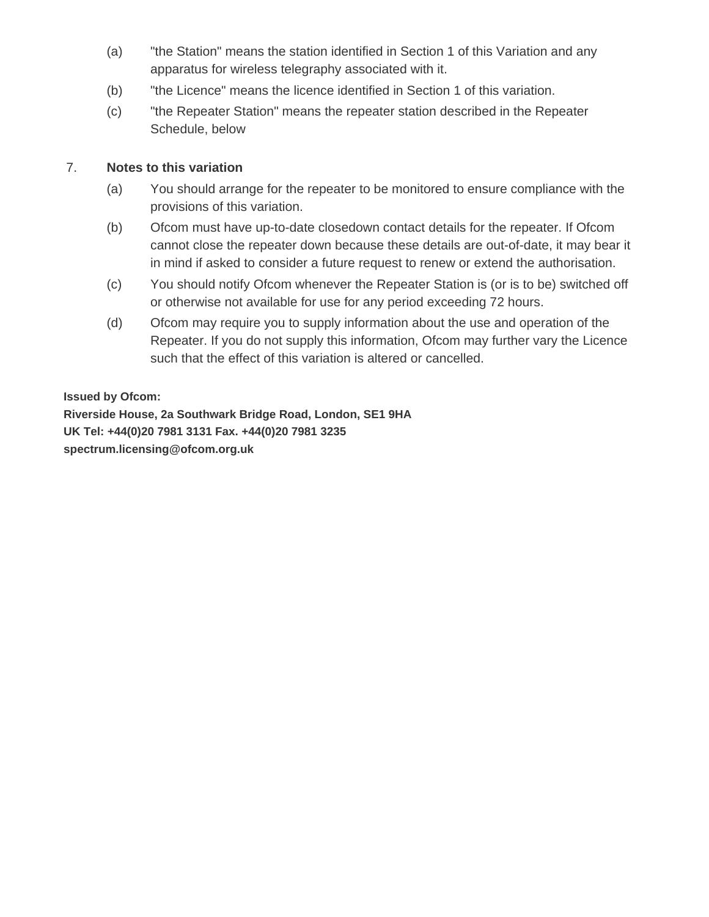(a) "the Station" means the station identified in Section 1 of this Variation and any apparatus for wireless telegraphy associated with it.

(b) "the Licence" means the licence identified in Section 1 of this variation.

(c) "the Repeater Station" means the repeater station described in the Repeater Schedule, below

7. **Notes to this variation**

(a) You should arrange for the repeater to be monitored to ensure compliance with the provisions of this variation.

(b) Ofcom must have up-to-date closedown contact details for the repeater. If Ofcom cannot close the repeater down because these details are out-of-date, it may bear it in mind if asked to consider a future request to renew or extend the authorisation.

(c) You should notify Ofcom whenever the Repeater Station is (or is to be) switched off or otherwise not available for use for any period exceeding 72 hours.

(d) Ofcom may require you to supply information about the use and operation of the Repeater. If you do not supply this information, Ofcom may further vary the Licence such that the effect of this variation is altered or cancelled.

**Issued by Ofcom:**
**Riverside House, 2a Southwark Bridge Road, London, SE1 9HA**
**UK Tel: +44(0)20 7981 3131 Fax. +44(0)20 7981 3235**
**spectrum.licensing@ofcom.org.uk**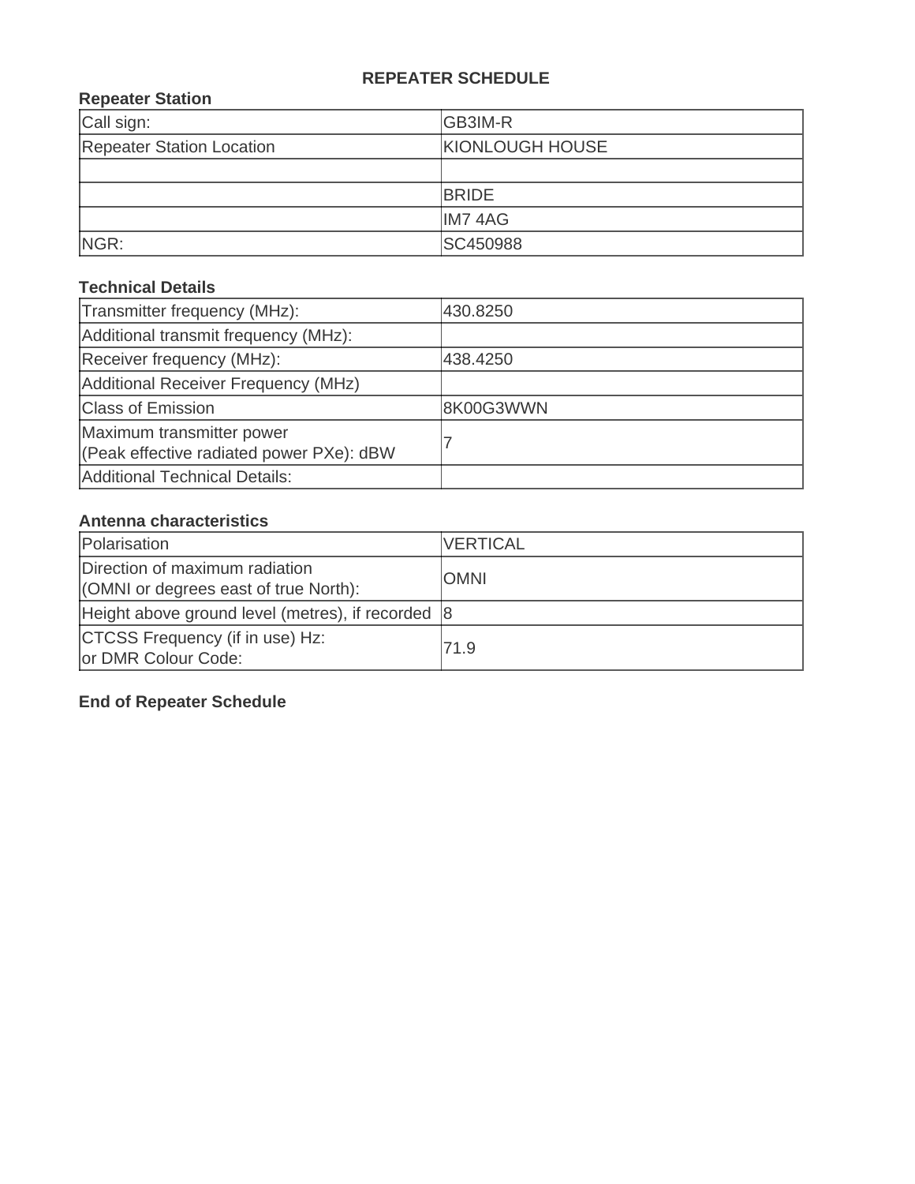# REPEATER SCHEDULE

**Repeater Station**

| | |
|---|---|
| Call sign: | GB3IM-R |
| Repeater Station Location | KIONLOUGH HOUSE |
| | |
| | BRIDE |
| | IM7 4AG |
| NGR: | SC450988 |

**Technical Details**

| | |
|---|---|
| Transmitter frequency (MHz): | 430.8250 |
| Additional transmit frequency (MHz): | |
| Receiver frequency (MHz): | 438.4250 |
| Additional Receiver Frequency (MHz) | |
| Class of Emission | 8K00G3WWN |
| Maximum transmitter power<br>(Peak effective radiated power PXe): dBW | 7 |
| Additional Technical Details: | |

**Antenna characteristics**

| | |
|---|---|
| Polarisation | VERTICAL |
| Direction of maximum radiation<br>(OMNI or degrees east of true North): | OMNI |
| Height above ground level (metres), if recorded | 8 |
| CTCSS Frequency (if in use) Hz:<br>or DMR Colour Code: | 71.9 |

**End of Repeater Schedule**